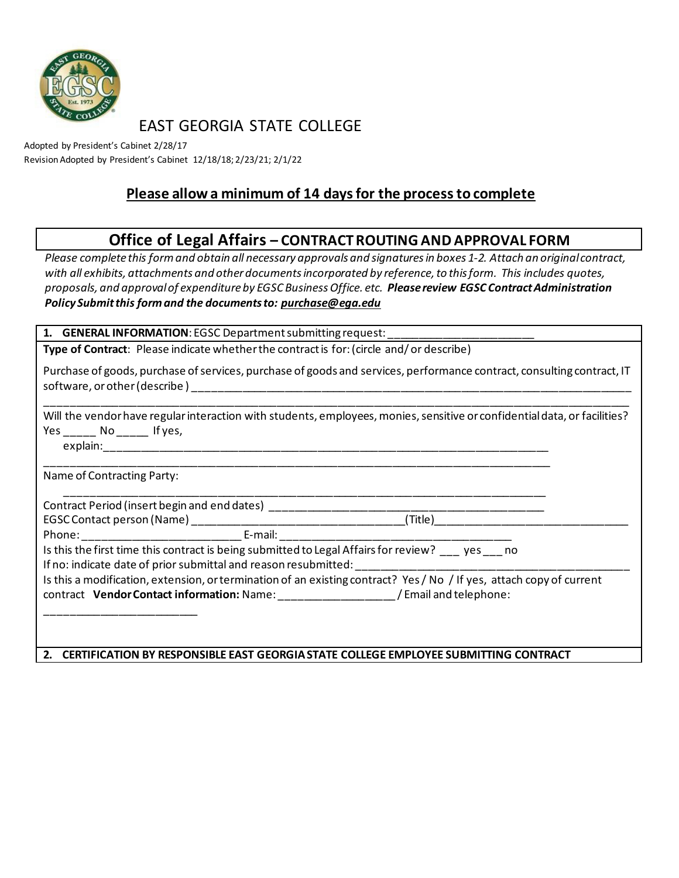# EAST GEORGIA STATE COLLEGE

Adopted by President's Cabinet 2/28/17

Revision Adopted by President's Cabinet 12/18/18; 2/23/21; 2/1/22

**Please allow a minimum of 14 days for the process to complete**

## Office of Legal Affairs – CONTRACT ROUTING AND APPROVAL FORM

*Please complete this form and obtain all necessary approvals and signatures in boxes 1-2. Attach an original contract, with all exhibits, attachments and other documents incorporated by reference, to this form. This includes quotes, proposals, and approval of expenditure by EGSC Business Office. etc.* ***Please review EGSC Contract Administration Policy Submit this form and the documents to: purchase@ega.edu***

**1. GENERAL INFORMATION**: EGSC Department submitting request: ________________________

**Type of Contract**: Please indicate whether the contract is for: (circle and/ or describe)

Purchase of goods, purchase of services, purchase of goods and services, performance contract, consulting contract, IT software, or other (describe ) ___________________________________________________________________________

___________________________________________________________________________________________

Will the vendor have regular interaction with students, employees, monies, sensitive or confidential data, or facilities? Yes _____ No _____ If yes,

explain:___________________________________________________________________________

___________________________________________________________________________________

Name of Contracting Party:

___________________________________________________________________________________

Contract Period (insert begin and end dates) ______________________________________________

EGSC Contact person (Name) __________________________________(Title)________________________________

Phone: __________________________ E-mail: ______________________________________

Is this the first time this contract is being submitted to Legal Affairs for review? ___ yes ___ no

If no: indicate date of prior submittal and reason resubmitted: _____________________________________________

Is this a modification, extension, or termination of an existing contract? Yes / No / If yes, attach copy of current contract **Vendor Contact information:** Name: __________________ / Email and telephone:

_________________________

**2. CERTIFICATION BY RESPONSIBLE EAST GEORGIA STATE COLLEGE EMPLOYEE SUBMITTING CONTRACT**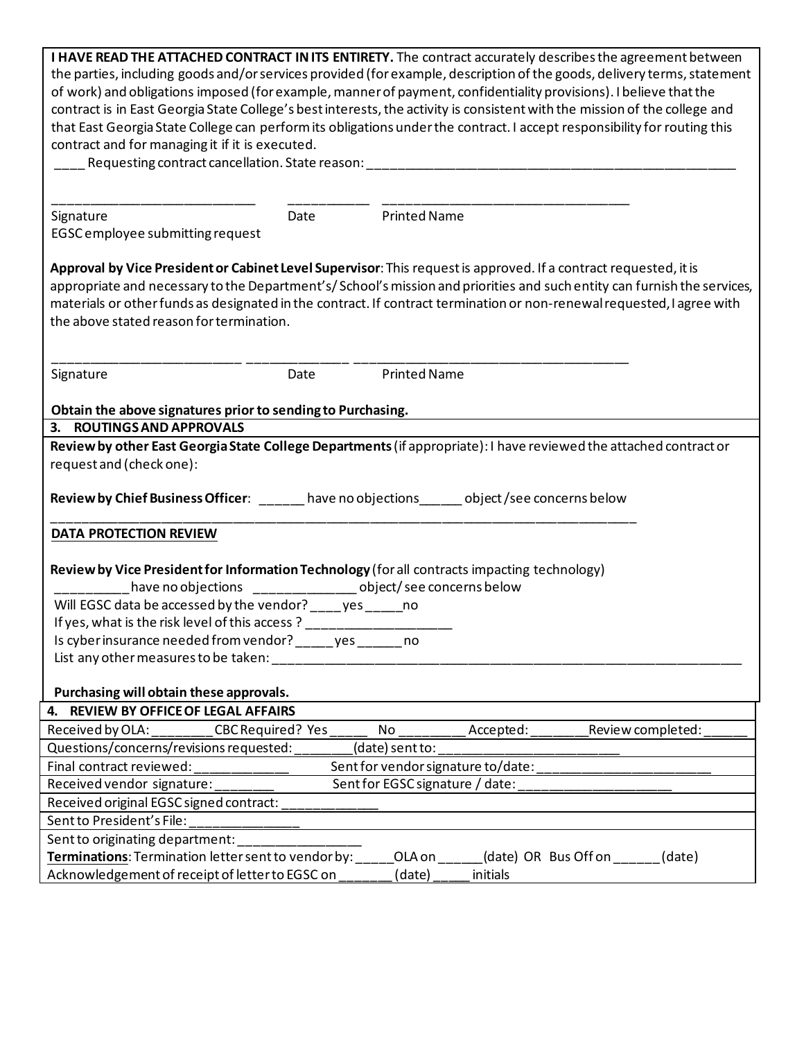**I HAVE READ THE ATTACHED CONTRACT IN ITS ENTIRETY.** The contract accurately describes the agreement between the parties, including goods and/or services provided (for example, description of the goods, delivery terms, statement of work) and obligations imposed (for example, manner of payment, confidentiality provisions). I believe that the contract is in East Georgia State College's best interests, the activity is consistent with the mission of the college and that East Georgia State College can perform its obligations under the contract. I accept responsibility for routing this contract and for managing it if it is executed.

____ Requesting contract cancellation. State reason: ____________________________________________________

___________________________ ___________ ___________________________________

Signature Date Printed Name

EGSC employee submitting request

**Approval by Vice President or Cabinet Level Supervisor**: This request is approved. If a contract requested, it is appropriate and necessary to the Department's/ School's mission and priorities and such entity can furnish the services, materials or other funds as designated in the contract. If contract termination or non-renewal requested, I agree with the above stated reason for termination.

__________________________ ______________ ________________________________________

Signature Date Printed Name

**Obtain the above signatures prior to sending to Purchasing.**

## 3. ROUTINGS AND APPROVALS

**Review by other East Georgia State College Departments** (if appropriate): I have reviewed the attached contract or request and (check one):

**Review by Chief Business Officer**: ______ have no objections______ object /see concerns below

_________________________________________________________________________________

**DATA PROTECTION REVIEW**

**Review by Vice President for Information Technology** (for all contracts impacting technology)

__________ have no objections ______________ object/ see concerns below

Will EGSC data be accessed by the vendor? ____ yes _____ no

If yes, what is the risk level of this access ? ____________________

Is cyber insurance needed from vendor? _____ yes ______ no

List any other measures to be taken: _______________________________________________________________

**Purchasing will obtain these approvals.**

## 4. REVIEW BY OFFICE OF LEGAL AFFAIRS

Received by OLA: ________ CBC Required? Yes _____ No _________ Accepted: ________ Review completed: ______

Questions/concerns/revisions requested: ________ (date) sent to: _________________________

Final contract reviewed: _____________ Sent for vendor signature to/date: ________________________

Received vendor signature: ________ Sent for EGSC signature / date: _____________________

Received original EGSC signed contract: _____________

Sent to President's File: _______________

Sent to originating department: ________________

**Terminations**: Termination letter sent to vendor by: _____ OLA on ______ (date) OR Bus Off on ______ (date)

Acknowledgement of receipt of letter to EGSC on _______ (date) _____ initials